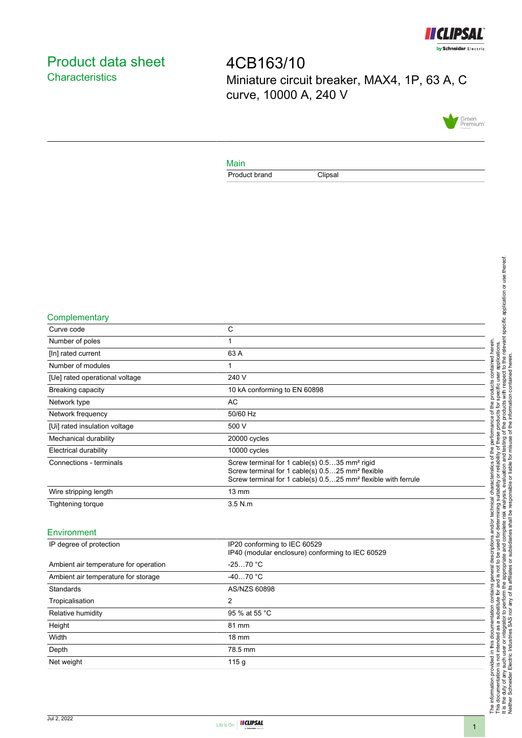# Product data sheet
## Characteristics

# 4CB163/10

Miniature circuit breaker, MAX4, 1P, 63 A, C curve, 10000 A, 240 V

### Main

| | |
|---|---|
| Product brand | Clipsal |

### Complementary

| | |
|---|---|
| Curve code | C |
| Number of poles | 1 |
| [In] rated current | 63 A |
| Number of modules | 1 |
| [Ue] rated operational voltage | 240 V |
| Breaking capacity | 10 kA conforming to EN 60898 |
| Network type | AC |
| Network frequency | 50/60 Hz |
| [Ui] rated insulation voltage | 500 V |
| Mechanical durability | 20000 cycles |
| Electrical durability | 10000 cycles |
| Connections - terminals | Screw terminal for 1 cable(s) 0.5…35 mm² rigid<br>Screw terminal for 1 cable(s) 0.5…25 mm² flexible<br>Screw terminal for 1 cable(s) 0.5…25 mm² flexible with ferrule |
| Wire stripping length | 13 mm |
| Tightening torque | 3.5 N.m |

### Environment

| | |
|---|---|
| IP degree of protection | IP20 conforming to IEC 60529<br>IP40 (modular enclosure) conforming to IEC 60529 |
| Ambient air temperature for operation | -25…70 °C |
| Ambient air temperature for storage | -40…70 °C |
| Standards | AS/NZS 60898 |
| Tropicalisation | 2 |
| Relative humidity | 95 % at 55 °C |
| Height | 81 mm |
| Width | 18 mm |
| Depth | 78.5 mm |
| Net weight | 115 g |

The information provided in this documentation contains general descriptions and/or technical characteristics of the performance of the products contained herein.
This documentation is not intended as a substitute for and is not to be used for determining suitability or reliability of these products for specific user applications.
It is the duty of any such user or integrator to perform the appropriate and complete risk analysis, evaluation and testing of the products with respect to the relevant specific application or use thereof.
Neither Schneider Electric Industries SAS nor any of its affiliates or subsidiaries shall be responsible or liable for misuse of the information contained herein.

Jul 2, 2022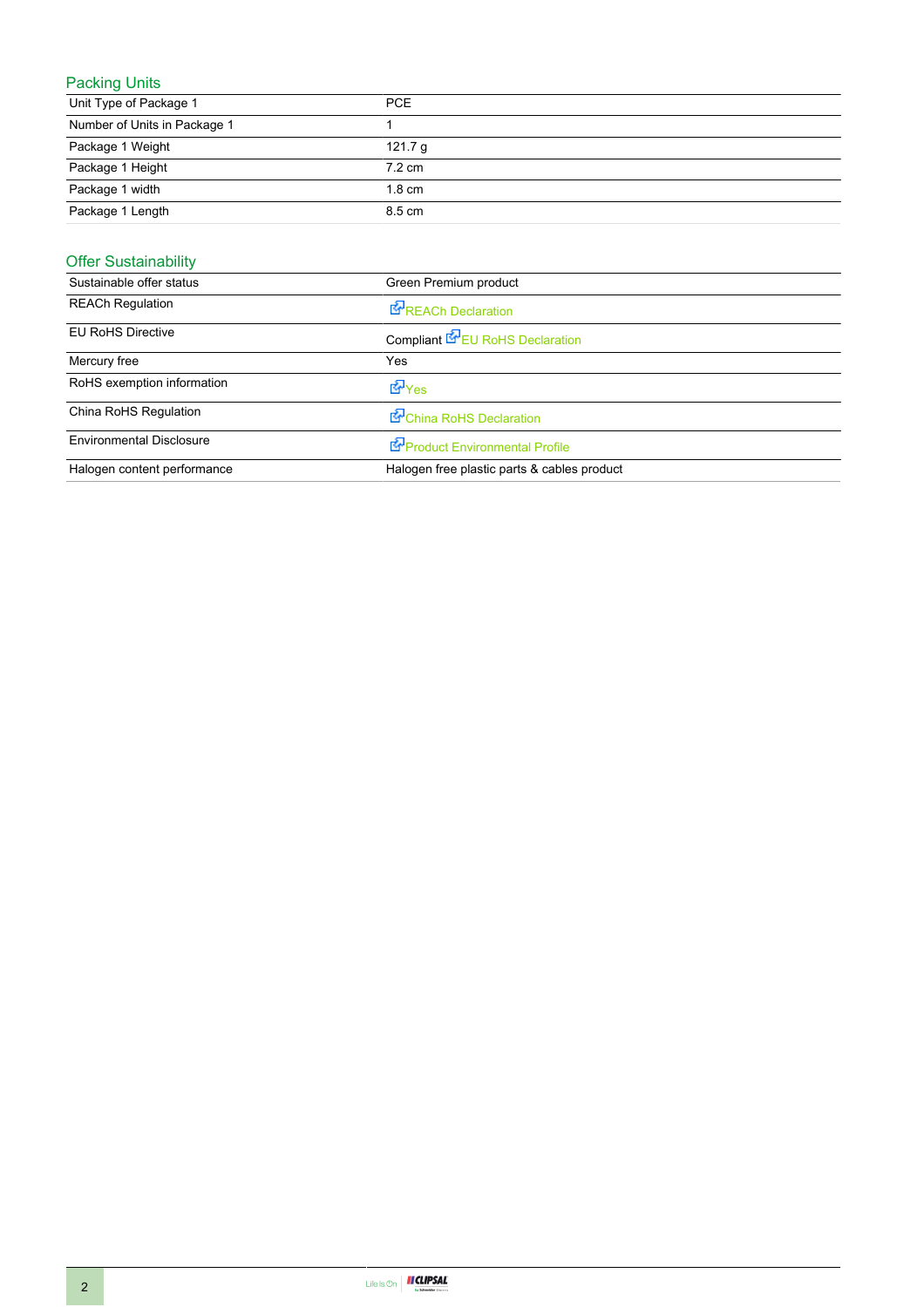## Packing Units

| | |
|---|---|
| Unit Type of Package 1 | PCE |
| Number of Units in Package 1 | 1 |
| Package 1 Weight | 121.7 g |
| Package 1 Height | 7.2 cm |
| Package 1 width | 1.8 cm |
| Package 1 Length | 8.5 cm |

## Offer Sustainability

| | |
|---|---|
| Sustainable offer status | Green Premium product |
| REACh Regulation | REACh Declaration |
| EU RoHS Directive | Compliant EU RoHS Declaration |
| Mercury free | Yes |
| RoHS exemption information | Yes |
| China RoHS Regulation | China RoHS Declaration |
| Environmental Disclosure | Product Environmental Profile |
| Halogen content performance | Halogen free plastic parts & cables product |